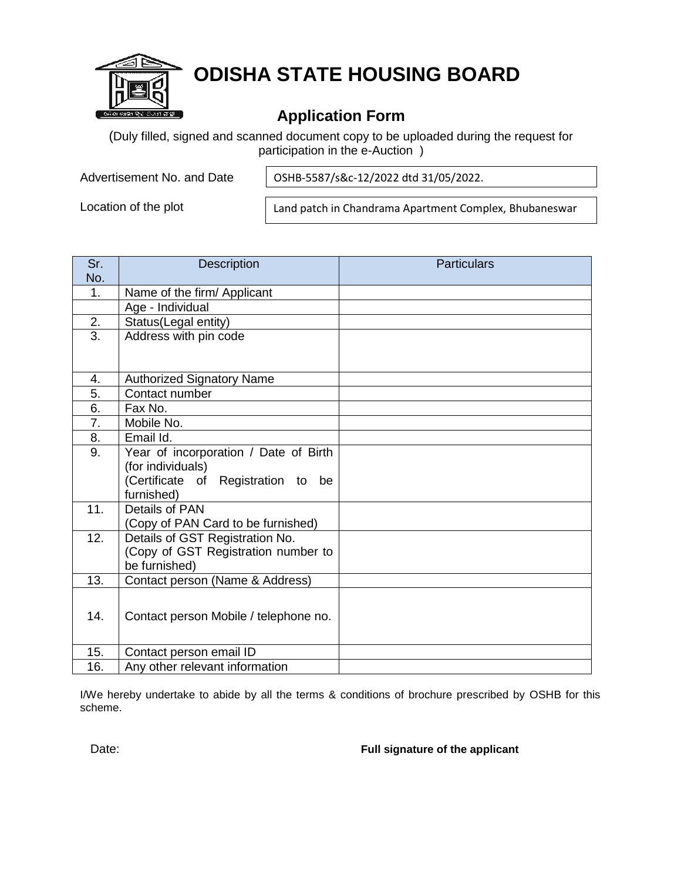# ODISHA STATE HOUSING BOARD

## Application Form

(Duly filled, signed and scanned document copy to be uploaded during the request for participation in the e-Auction )

| Advertisement No. and Date | OSHB-5587/s&c-12/2022 dtd 31/05/2022. |
|---|---|
| Location of the plot | Land patch in Chandrama Apartment Complex, Bhubaneswar |

| Sr. No. | Description | Particulars |
|---|---|---|
| 1. | Name of the firm/ Applicant | |
| | Age - Individual | |
| 2. | Status(Legal entity) | |
| 3. | Address with pin code | |
| 4. | Authorized Signatory Name | |
| 5. | Contact number | |
| 6. | Fax No. | |
| 7. | Mobile No. | |
| 8. | Email Id. | |
| 9. | Year of incorporation / Date of Birth (for individuals) (Certificate of Registration to be furnished) | |
| 11. | Details of PAN (Copy of PAN Card to be furnished) | |
| 12. | Details of GST Registration No. (Copy of GST Registration number to be furnished) | |
| 13. | Contact person (Name & Address) | |
| 14. | Contact person Mobile / telephone no. | |
| 15. | Contact person email ID | |
| 16. | Any other relevant information | |

I/We hereby undertake to abide by all the terms & conditions of brochure prescribed by OSHB for this scheme.

Date:

**Full signature of the applicant**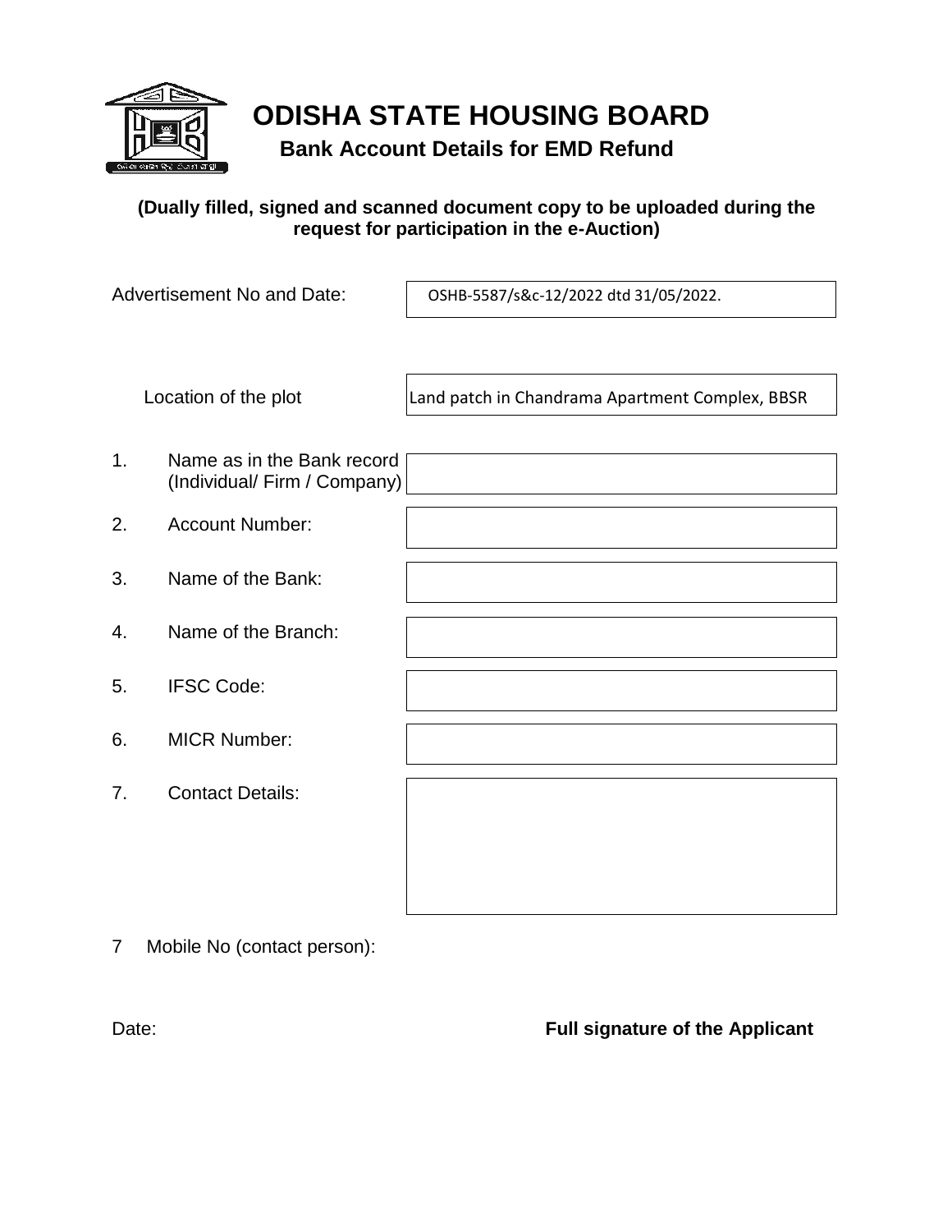# ODISHA STATE HOUSING BOARD

## Bank Account Details for EMD Refund

**(Dually filled, signed and scanned document copy to be uploaded during the request for participation in the e-Auction)**

| | |
|---|---|
| Advertisement No and Date: | OSHB-5587/s&c-12/2022 dtd 31/05/2022. |
| Location of the plot | Land patch in Chandrama Apartment Complex, BBSR |
| 1. Name as in the Bank record (Individual/ Firm / Company) | |
| 2. Account Number: | |
| 3. Name of the Bank: | |
| 4. Name of the Branch: | |
| 5. IFSC Code: | |
| 6. MICR Number: | |
| 7. Contact Details: | |

7 Mobile No (contact person):

Date: **Full signature of the Applicant**